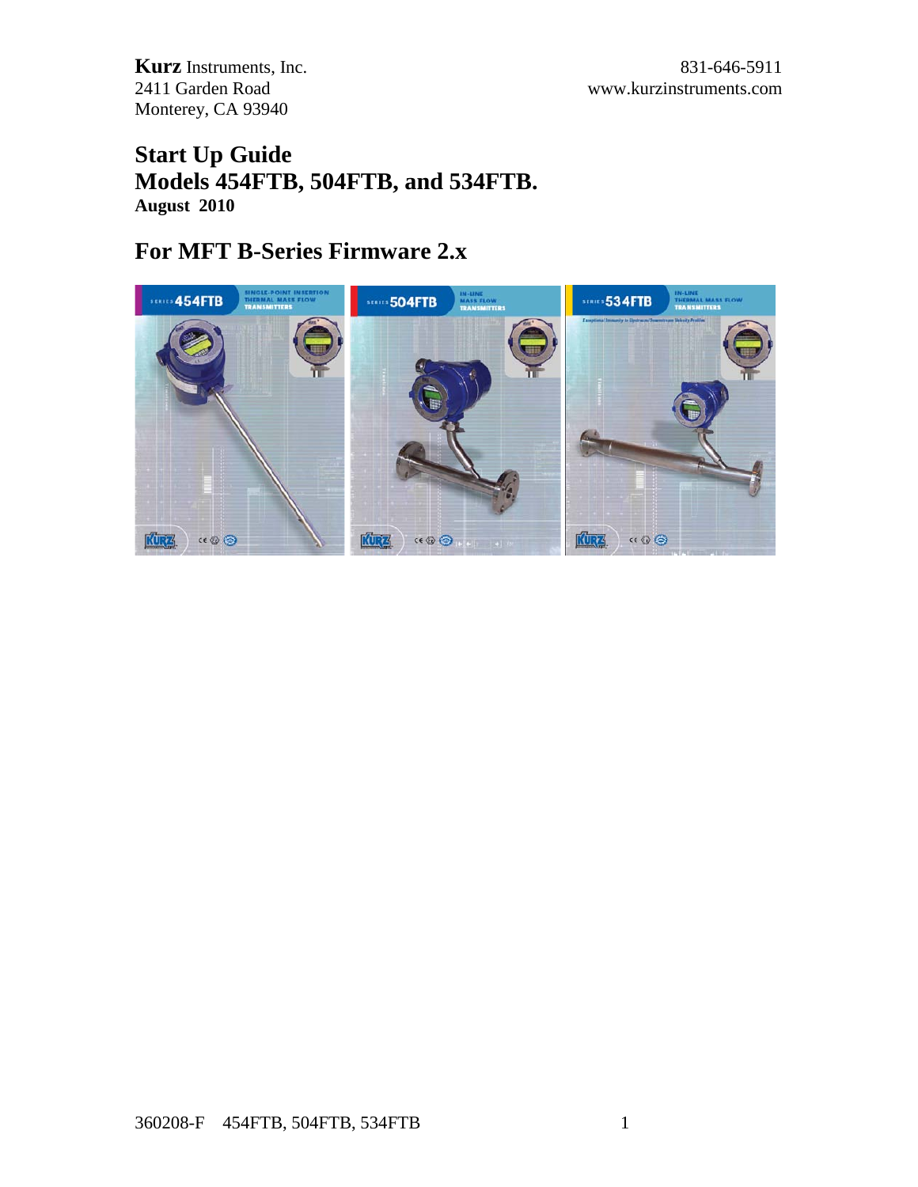**Kurz** Instruments, Inc.
2411 Garden Road
Monterey, CA 93940

831-646-5911
www.kurzinstruments.com

# Start Up Guide
# Models 454FTB, 504FTB, and 534FTB.
**August 2010**

## For MFT B-Series Firmware 2.x

360208-F 454FTB, 504FTB, 534FTB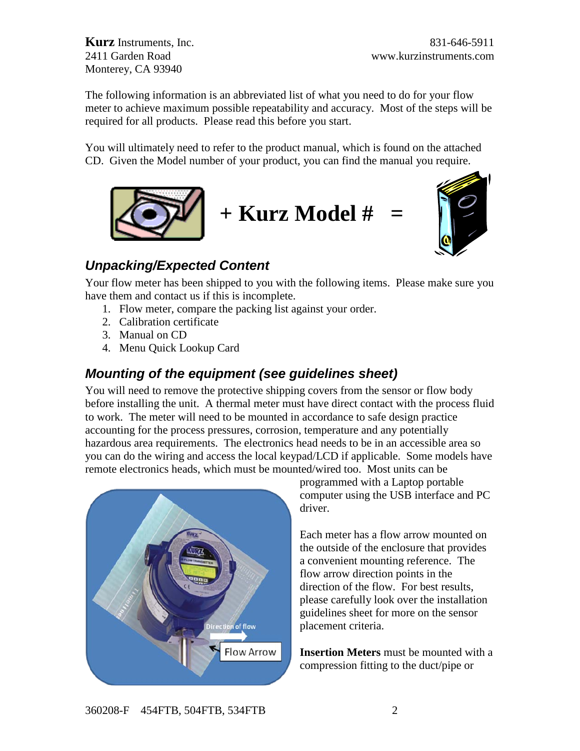**Kurz** Instruments, Inc.
2411 Garden Road
Monterey, CA 93940

831-646-5911
www.kurzinstruments.com

The following information is an abbreviated list of what you need to do for your flow meter to achieve maximum possible repeatability and accuracy. Most of the steps will be required for all products. Please read this before you start.

You will ultimately need to refer to the product manual, which is found on the attached CD. Given the Model number of your product, you can find the manual you require.

**+ Kurz Model # =**

## *Unpacking/Expected Content*

Your flow meter has been shipped to you with the following items. Please make sure you have them and contact us if this is incomplete.

1. Flow meter, compare the packing list against your order.
2. Calibration certificate
3. Manual on CD
4. Menu Quick Lookup Card

## *Mounting of the equipment (see guidelines sheet)*

You will need to remove the protective shipping covers from the sensor or flow body before installing the unit. A thermal meter must have direct contact with the process fluid to work. The meter will need to be mounted in accordance to safe design practice accounting for the process pressures, corrosion, temperature and any potentially hazardous area requirements. The electronics head needs to be in an accessible area so you can do the wiring and access the local keypad/LCD if applicable. Some models have remote electronics heads, which must be mounted/wired too. Most units can be programmed with a Laptop portable computer using the USB interface and PC driver.

Each meter has a flow arrow mounted on the outside of the enclosure that provides a convenient mounting reference. The flow arrow direction points in the direction of the flow. For best results, please carefully look over the installation guidelines sheet for more on the sensor placement criteria.

**Insertion Meters** must be mounted with a compression fitting to the duct/pipe or

360208-F 454FTB, 504FTB, 534FTB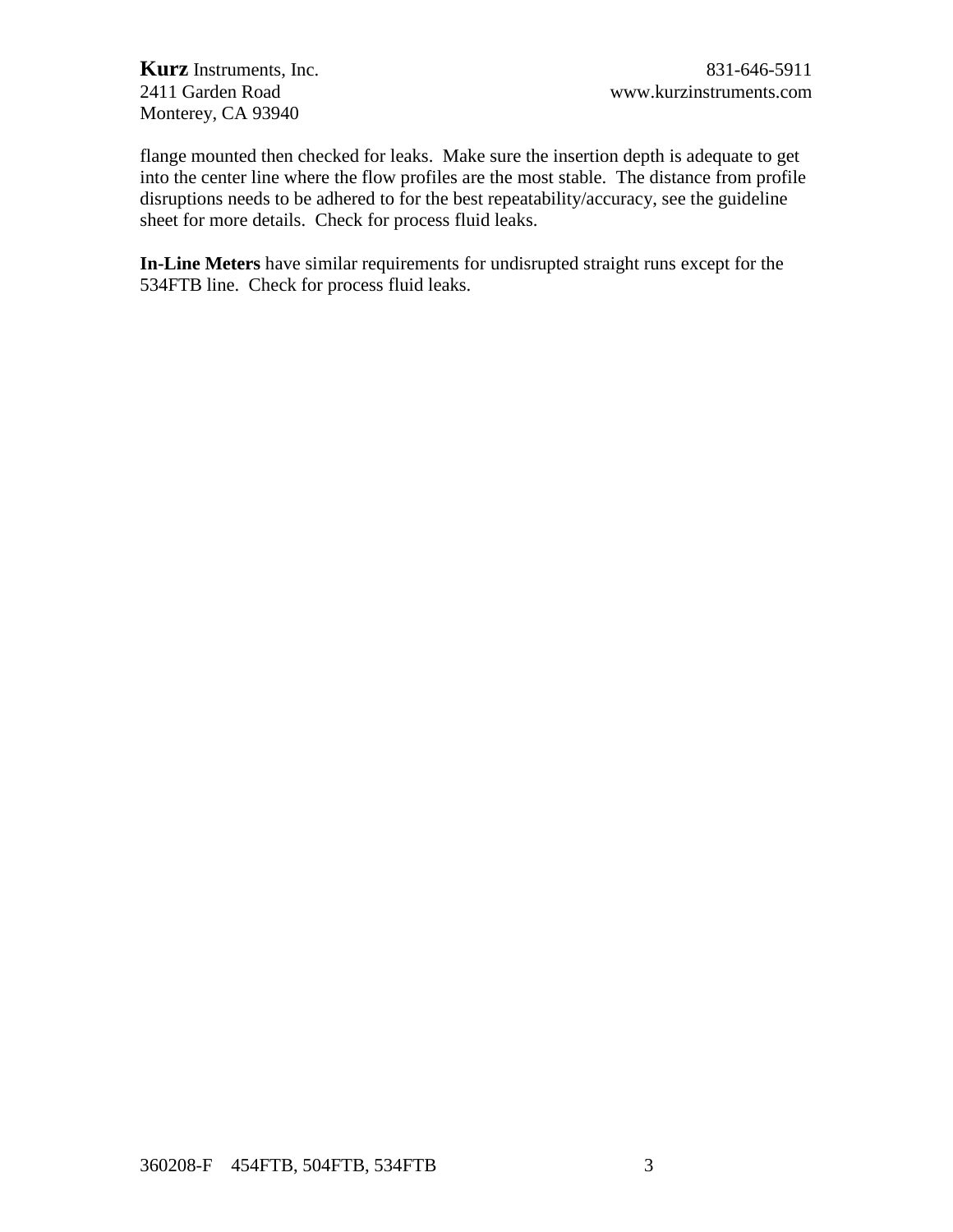flange mounted then checked for leaks. Make sure the insertion depth is adequate to get into the center line where the flow profiles are the most stable. The distance from profile disruptions needs to be adhered to for the best repeatability/accuracy, see the guideline sheet for more details. Check for process fluid leaks.

**In-Line Meters** have similar requirements for undisrupted straight runs except for the 534FTB line. Check for process fluid leaks.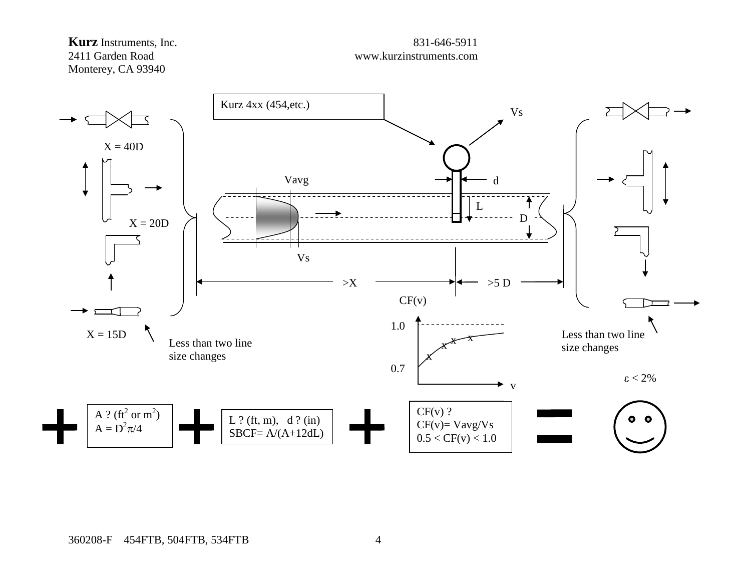Kurz 4xx (454,etc.)

Vs

X = 40D

Vavg

d

L

D

X = 20D

Vs

>X

>5 D

CF(v)

1.0

0.7

v

X = 15D

Less than two line size changes

Less than two line size changes

$\varepsilon < 2\%$

+

A ? ($ft^2$ or $m^2$)
$A = D^2\pi/4$

+

L ? (ft, m), d ? (in)
SBCF= A/(A+12dL)

+

CF(v) ?
CF(v)= Vavg/Vs
0.5 < CF(v) < 1.0

=

360208-F 454FTB, 504FTB, 534FTB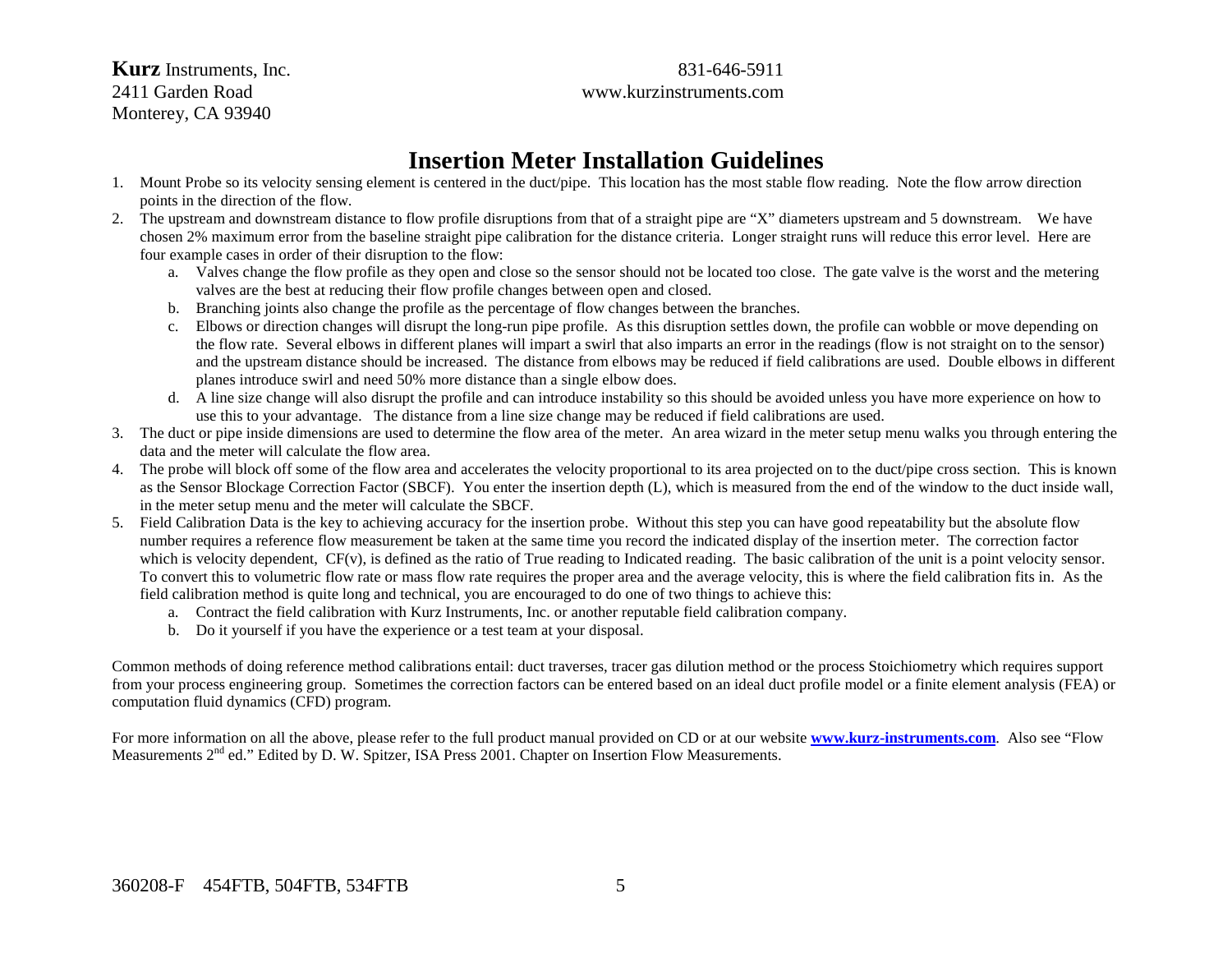**Kurz** Instruments, Inc.
2411 Garden Road
Monterey, CA 93940

831-646-5911
www.kurzinstruments.com

# Insertion Meter Installation Guidelines

1. Mount Probe so its velocity sensing element is centered in the duct/pipe. This location has the most stable flow reading. Note the flow arrow direction points in the direction of the flow.
2. The upstream and downstream distance to flow profile disruptions from that of a straight pipe are "X" diameters upstream and 5 downstream. We have chosen 2% maximum error from the baseline straight pipe calibration for the distance criteria. Longer straight runs will reduce this error level. Here are four example cases in order of their disruption to the flow:
    a. Valves change the flow profile as they open and close so the sensor should not be located too close. The gate valve is the worst and the metering valves are the best at reducing their flow profile changes between open and closed.
    b. Branching joints also change the profile as the percentage of flow changes between the branches.
    c. Elbows or direction changes will disrupt the long-run pipe profile. As this disruption settles down, the profile can wobble or move depending on the flow rate. Several elbows in different planes will impart a swirl that also imparts an error in the readings (flow is not straight on to the sensor) and the upstream distance should be increased. The distance from elbows may be reduced if field calibrations are used. Double elbows in different planes introduce swirl and need 50% more distance than a single elbow does.
    d. A line size change will also disrupt the profile and can introduce instability so this should be avoided unless you have more experience on how to use this to your advantage. The distance from a line size change may be reduced if field calibrations are used.
3. The duct or pipe inside dimensions are used to determine the flow area of the meter. An area wizard in the meter setup menu walks you through entering the data and the meter will calculate the flow area.
4. The probe will block off some of the flow area and accelerates the velocity proportional to its area projected on to the duct/pipe cross section. This is known as the Sensor Blockage Correction Factor (SBCF). You enter the insertion depth (L), which is measured from the end of the window to the duct inside wall, in the meter setup menu and the meter will calculate the SBCF.
5. Field Calibration Data is the key to achieving accuracy for the insertion probe. Without this step you can have good repeatability but the absolute flow number requires a reference flow measurement be taken at the same time you record the indicated display of the insertion meter. The correction factor which is velocity dependent, $CF(v)$, is defined as the ratio of True reading to Indicated reading. The basic calibration of the unit is a point velocity sensor. To convert this to volumetric flow rate or mass flow rate requires the proper area and the average velocity, this is where the field calibration fits in. As the field calibration method is quite long and technical, you are encouraged to do one of two things to achieve this:
    a. Contract the field calibration with Kurz Instruments, Inc. or another reputable field calibration company.
    b. Do it yourself if you have the experience or a test team at your disposal.

Common methods of doing reference method calibrations entail: duct traverses, tracer gas dilution method or the process Stoichiometry which requires support from your process engineering group. Sometimes the correction factors can be entered based on an ideal duct profile model or a finite element analysis (FEA) or computation fluid dynamics (CFD) program.

For more information on all the above, please refer to the full product manual provided on CD or at our website **www.kurz-instruments.com**. Also see "Flow Measurements 2nd ed." Edited by D. W. Spitzer, ISA Press 2001. Chapter on Insertion Flow Measurements.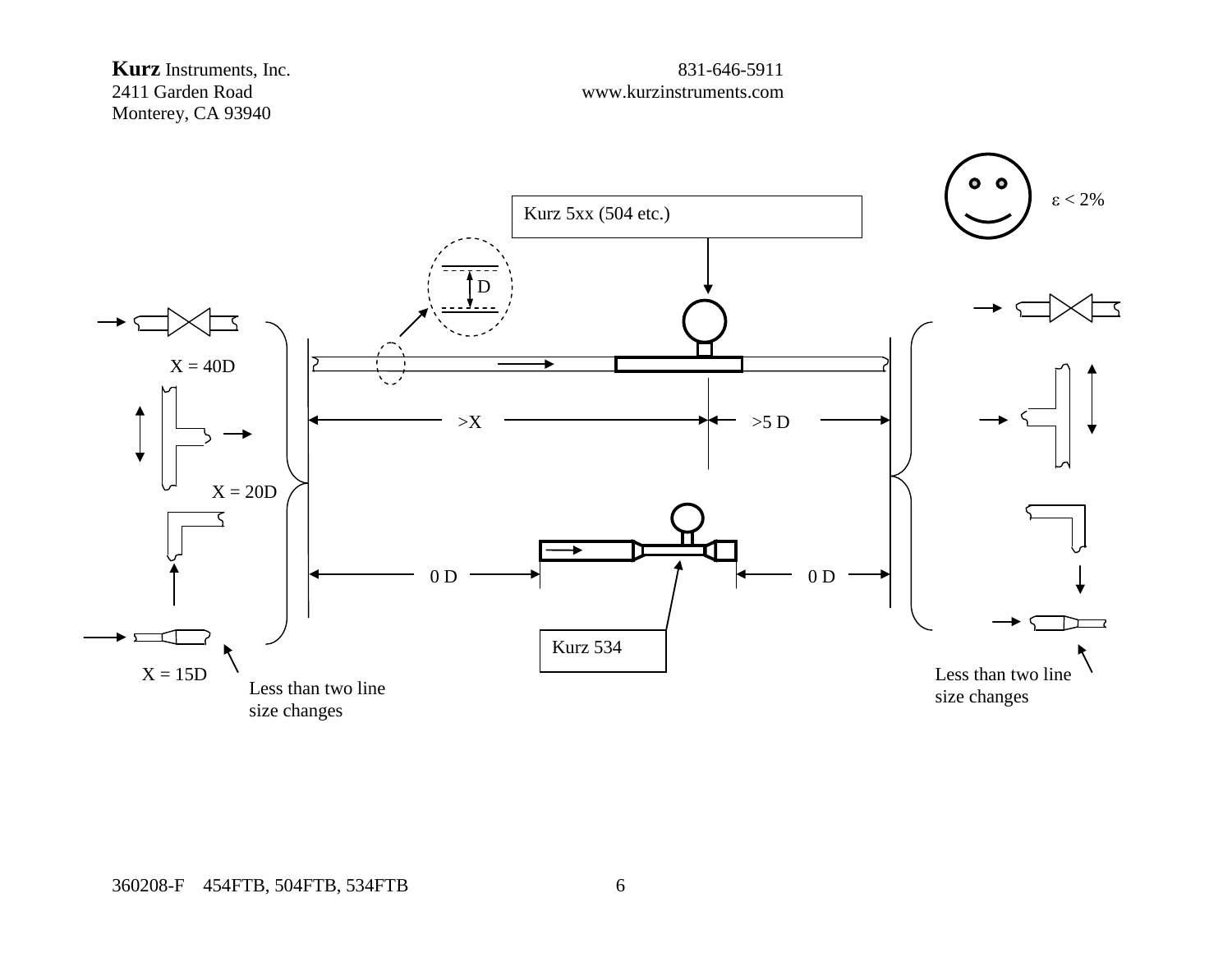**Kurz** Instruments, Inc.
2411 Garden Road
Monterey, CA 93940

831-646-5911
www.kurzinstruments.com

$\varepsilon$ < 2%

Kurz 5xx (504 etc.)

D

X = 40D

X = 20D

X = 15D

>X

>5 D

0 D

0 D

Kurz 534

Less than two line size changes

Less than two line size changes

360208-F 454FTB, 504FTB, 534FTB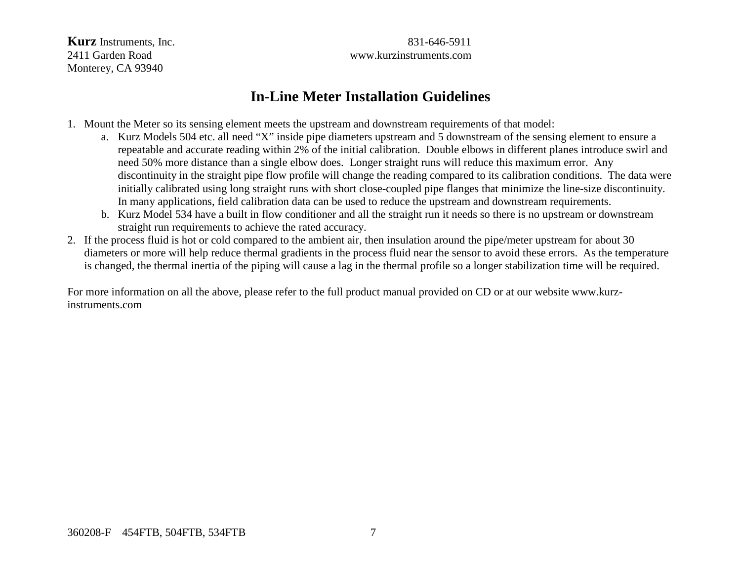**Kurz** Instruments, Inc.
2411 Garden Road
Monterey, CA 93940

831-646-5911
www.kurzinstruments.com

# In-Line Meter Installation Guidelines

1. Mount the Meter so its sensing element meets the upstream and downstream requirements of that model:
   a. Kurz Models 504 etc. all need "X" inside pipe diameters upstream and 5 downstream of the sensing element to ensure a repeatable and accurate reading within 2% of the initial calibration. Double elbows in different planes introduce swirl and need 50% more distance than a single elbow does. Longer straight runs will reduce this maximum error. Any discontinuity in the straight pipe flow profile will change the reading compared to its calibration conditions. The data were initially calibrated using long straight runs with short close-coupled pipe flanges that minimize the line-size discontinuity. In many applications, field calibration data can be used to reduce the upstream and downstream requirements.
   b. Kurz Model 534 have a built in flow conditioner and all the straight run it needs so there is no upstream or downstream straight run requirements to achieve the rated accuracy.
2. If the process fluid is hot or cold compared to the ambient air, then insulation around the pipe/meter upstream for about 30 diameters or more will help reduce thermal gradients in the process fluid near the sensor to avoid these errors. As the temperature is changed, the thermal inertia of the piping will cause a lag in the thermal profile so a longer stabilization time will be required.

For more information on all the above, please refer to the full product manual provided on CD or at our website www.kurz-instruments.com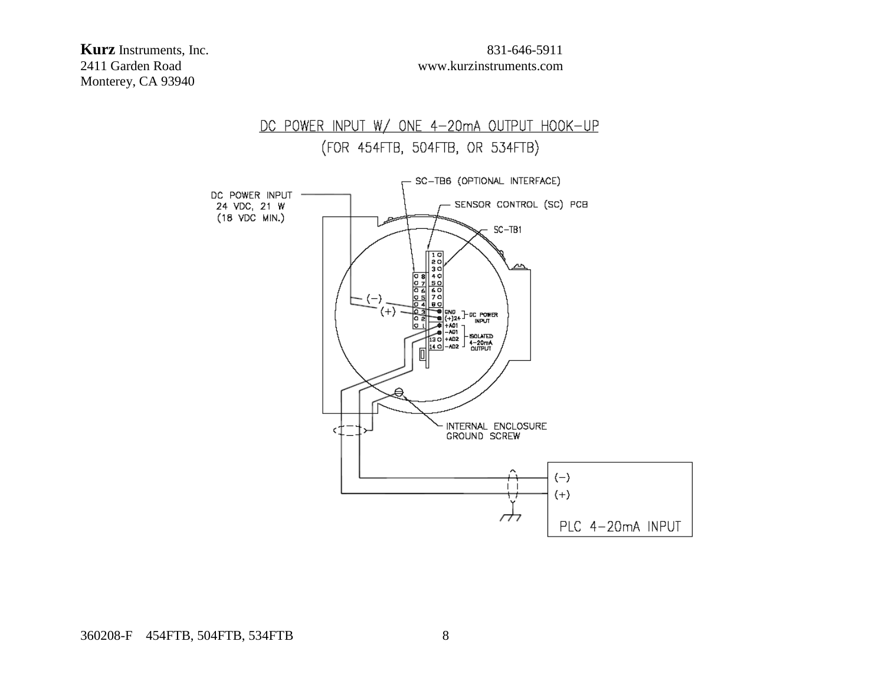DC POWER INPUT W/ ONE 4–20mA OUTPUT HOOK–UP

(FOR 454FTB, 504FTB, OR 534FTB)

SC–TB6 (OPTIONAL INTERFACE)

DC POWER INPUT
24 VDC, 21 W
(18 VDC MIN.)

SENSOR CONTROL (SC) PCB

SC–TB1

(–)

(+)

GND (+)24 — DC POWER INPUT

+AO1 –AO1 +AO2 –AO2 — ISOLATED 4–20mA OUTPUT

INTERNAL ENCLOSURE GROUND SCREW

(–)

(+)

PLC 4–20mA INPUT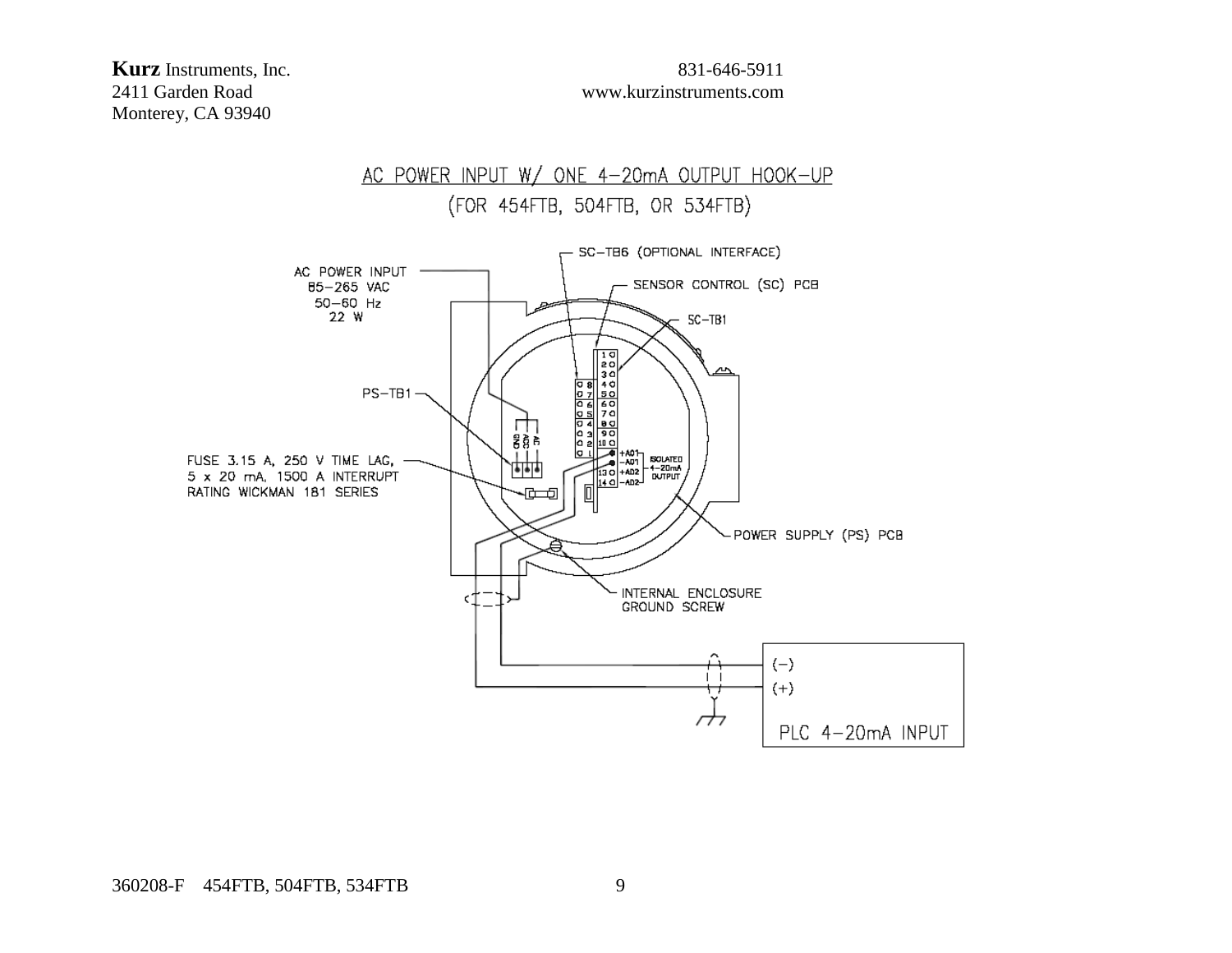## AC POWER INPUT W/ ONE 4-20mA OUTPUT HOOK-UP

(FOR 454FTB, 504FTB, OR 534FTB)

AC POWER INPUT
85-265 VAC
50-60 Hz
22 W

SC-TB6 (OPTIONAL INTERFACE)

SENSOR CONTROL (SC) PCB

SC-TB1

PS-TB1

GND ACG AC

FUSE 3.15 A, 250 V TIME LAG, 5 x 20 mA, 1500 A INTERRUPT RATING WICKMAN 181 SERIES

+AO1
-AO1
+AO2
-AO2

ISOLATED 4-20mA OUTPUT

POWER SUPPLY (PS) PCB

INTERNAL ENCLOSURE GROUND SCREW

(−)
(+)
PLC 4-20mA INPUT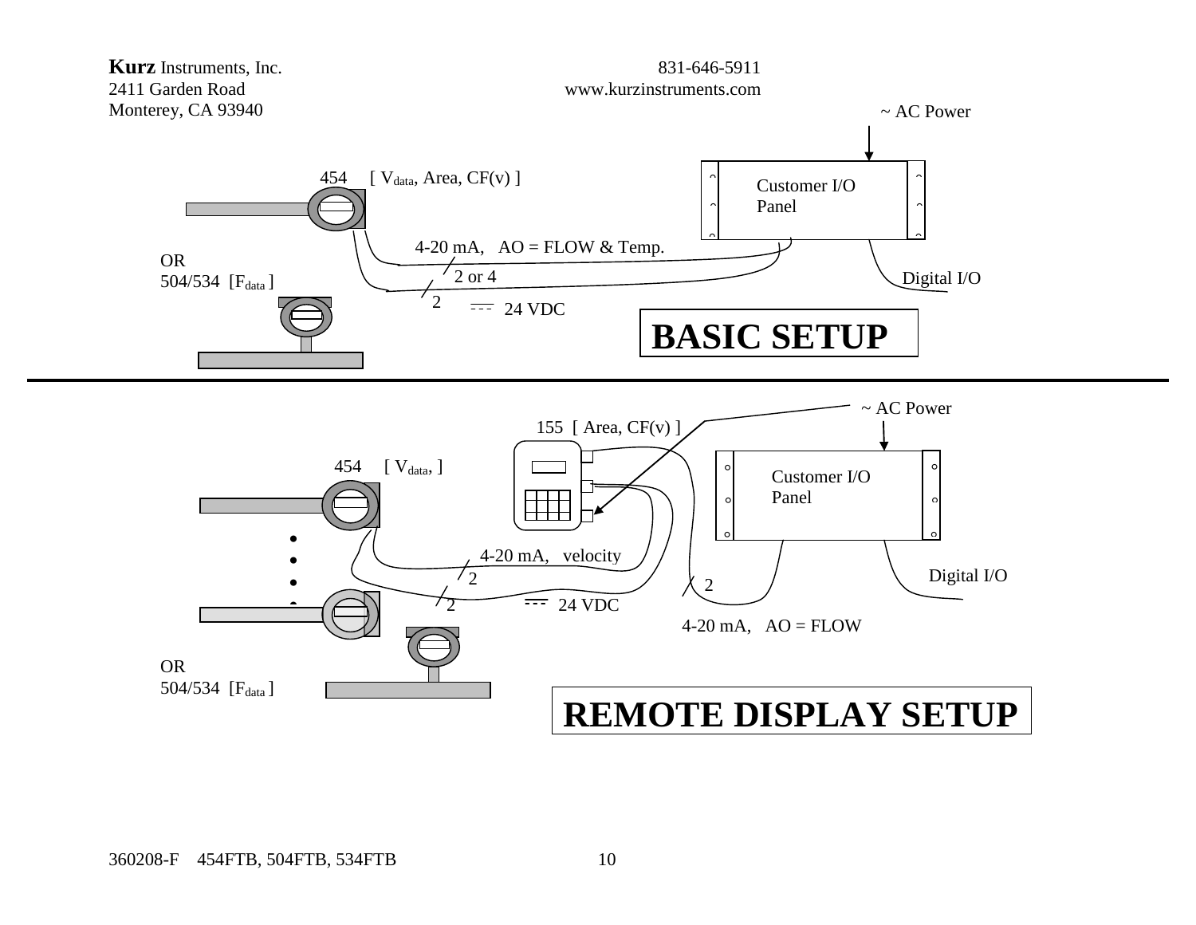**Kurz** Instruments, Inc.
2411 Garden Road
Monterey, CA 93940

831-646-5911
www.kurzinstruments.com

~ AC Power

454 [ $V_{data}$, Area, CF(v) ]

Customer I/O Panel

4-20 mA, AO = FLOW & Temp.

OR
504/534 [$F_{data}$ ]

2 or 4

Digital I/O

2 24 VDC

## BASIC SETUP

~ AC Power

155 [ Area, CF(v) ]

454 [ $V_{data}$, ]

Customer I/O Panel

4-20 mA, velocity

2

Digital I/O

2

2 24 VDC

4-20 mA, AO = FLOW

OR
504/534 [$F_{data}$ ]

## REMOTE DISPLAY SETUP

360208-F 454FTB, 504FTB, 534FTB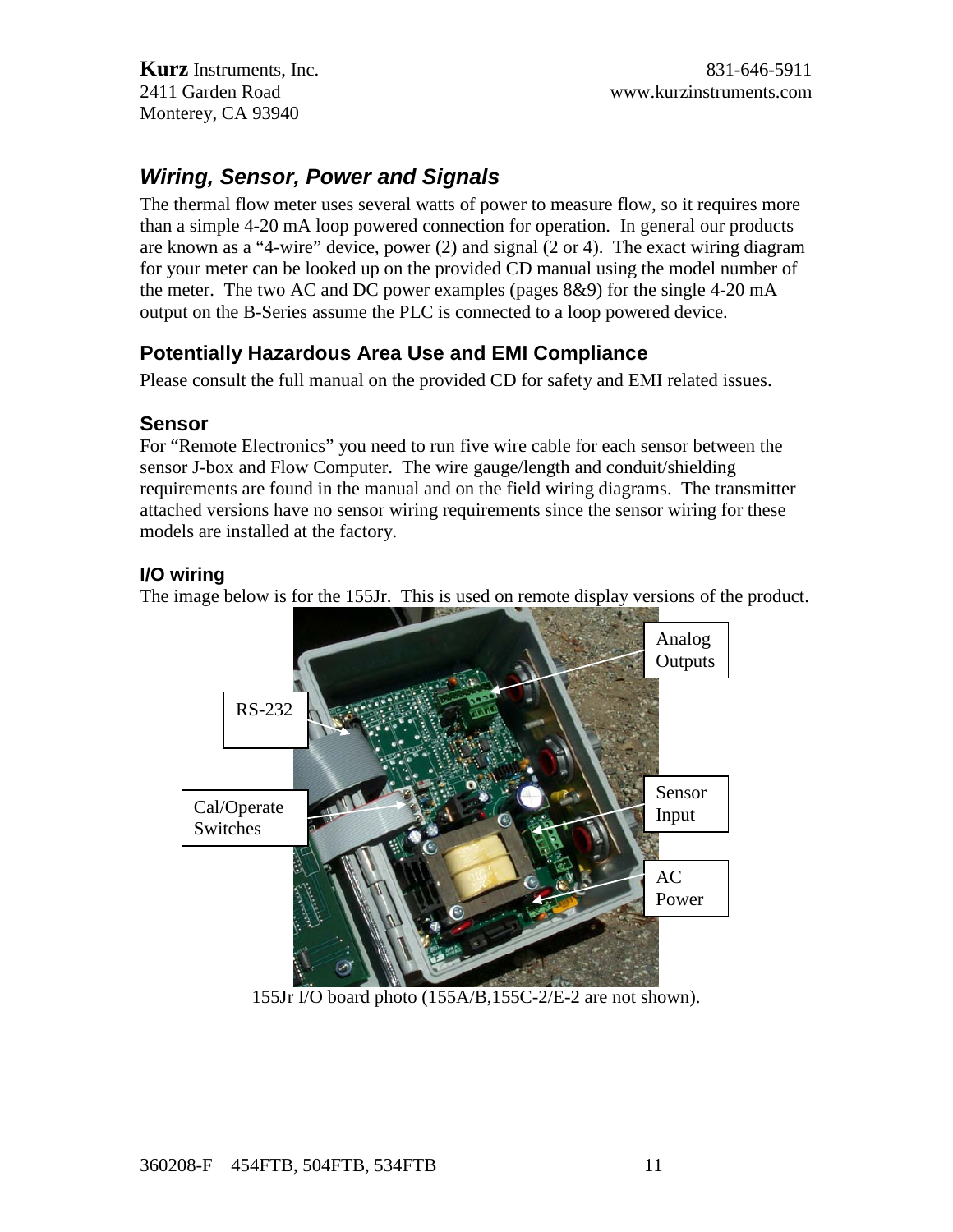## *Wiring, Sensor, Power and Signals*

The thermal flow meter uses several watts of power to measure flow, so it requires more than a simple 4-20 mA loop powered connection for operation. In general our products are known as a "4-wire" device, power (2) and signal (2 or 4). The exact wiring diagram for your meter can be looked up on the provided CD manual using the model number of the meter. The two AC and DC power examples (pages 8&9) for the single 4-20 mA output on the B-Series assume the PLC is connected to a loop powered device.

### Potentially Hazardous Area Use and EMI Compliance

Please consult the full manual on the provided CD for safety and EMI related issues.

### Sensor

For "Remote Electronics" you need to run five wire cable for each sensor between the sensor J-box and Flow Computer. The wire gauge/length and conduit/shielding requirements are found in the manual and on the field wiring diagrams. The transmitter attached versions have no sensor wiring requirements since the sensor wiring for these models are installed at the factory.

#### I/O wiring

The image below is for the 155Jr. This is used on remote display versions of the product.

155Jr I/O board photo (155A/B,155C-2/E-2 are not shown).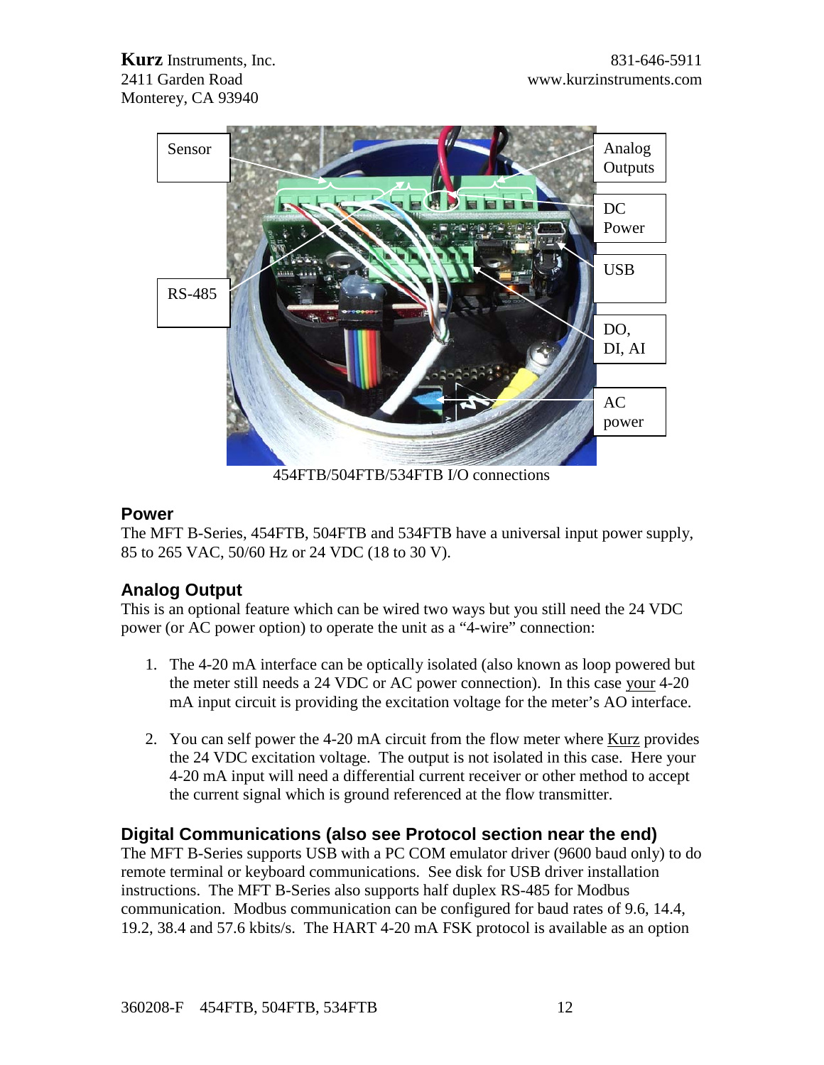Sensor

RS-485

Analog Outputs

DC Power

USB

DO, DI, AI

AC power

454FTB/504FTB/534FTB I/O connections

## Power

The MFT B-Series, 454FTB, 504FTB and 534FTB have a universal input power supply, 85 to 265 VAC, 50/60 Hz or 24 VDC (18 to 30 V).

## Analog Output

This is an optional feature which can be wired two ways but you still need the 24 VDC power (or AC power option) to operate the unit as a "4-wire" connection:

1. The 4-20 mA interface can be optically isolated (also known as loop powered but the meter still needs a 24 VDC or AC power connection). In this case your 4-20 mA input circuit is providing the excitation voltage for the meter's AO interface.

2. You can self power the 4-20 mA circuit from the flow meter where Kurz provides the 24 VDC excitation voltage. The output is not isolated in this case. Here your 4-20 mA input will need a differential current receiver or other method to accept the current signal which is ground referenced at the flow transmitter.

## Digital Communications (also see Protocol section near the end)

The MFT B-Series supports USB with a PC COM emulator driver (9600 baud only) to do remote terminal or keyboard communications. See disk for USB driver installation instructions. The MFT B-Series also supports half duplex RS-485 for Modbus communication. Modbus communication can be configured for baud rates of 9.6, 14.4, 19.2, 38.4 and 57.6 kbits/s. The HART 4-20 mA FSK protocol is available as an option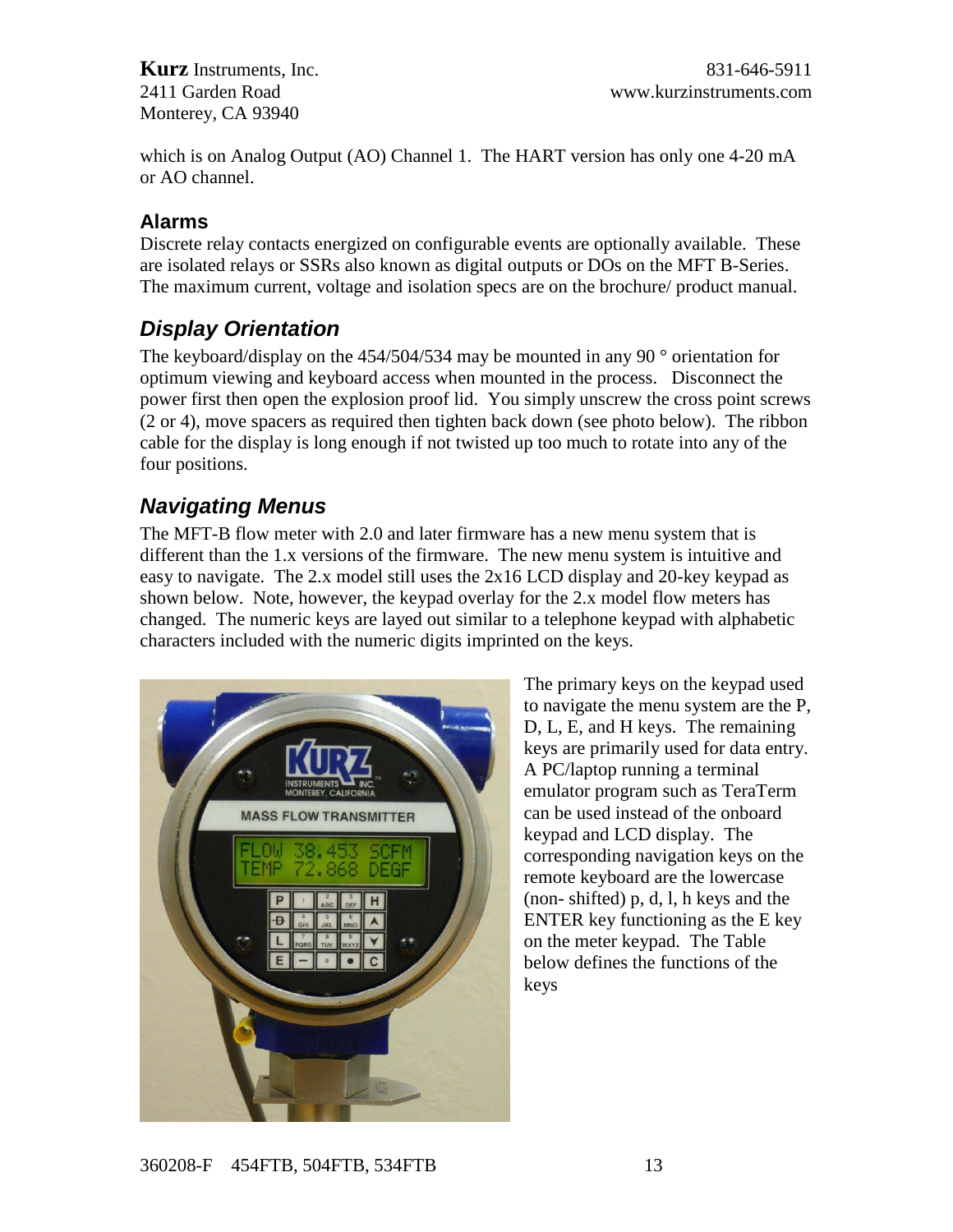which is on Analog Output (AO) Channel 1. The HART version has only one 4-20 mA or AO channel.

### Alarms

Discrete relay contacts energized on configurable events are optionally available. These are isolated relays or SSRs also known as digital outputs or DOs on the MFT B-Series. The maximum current, voltage and isolation specs are on the brochure/ product manual.

## *Display Orientation*

The keyboard/display on the 454/504/534 may be mounted in any 90 ° orientation for optimum viewing and keyboard access when mounted in the process. Disconnect the power first then open the explosion proof lid. You simply unscrew the cross point screws (2 or 4), move spacers as required then tighten back down (see photo below). The ribbon cable for the display is long enough if not twisted up too much to rotate into any of the four positions.

## *Navigating Menus*

The MFT-B flow meter with 2.0 and later firmware has a new menu system that is different than the 1.x versions of the firmware. The new menu system is intuitive and easy to navigate. The 2.x model still uses the 2x16 LCD display and 20-key keypad as shown below. Note, however, the keypad overlay for the 2.x model flow meters has changed. The numeric keys are layed out similar to a telephone keypad with alphabetic characters included with the numeric digits imprinted on the keys.

The primary keys on the keypad used to navigate the menu system are the P, D, L, E, and H keys. The remaining keys are primarily used for data entry. A PC/laptop running a terminal emulator program such as TeraTerm can be used instead of the onboard keypad and LCD display. The corresponding navigation keys on the remote keyboard are the lowercase (non- shifted) p, d, l, h keys and the ENTER key functioning as the E key on the meter keypad. The Table below defines the functions of the keys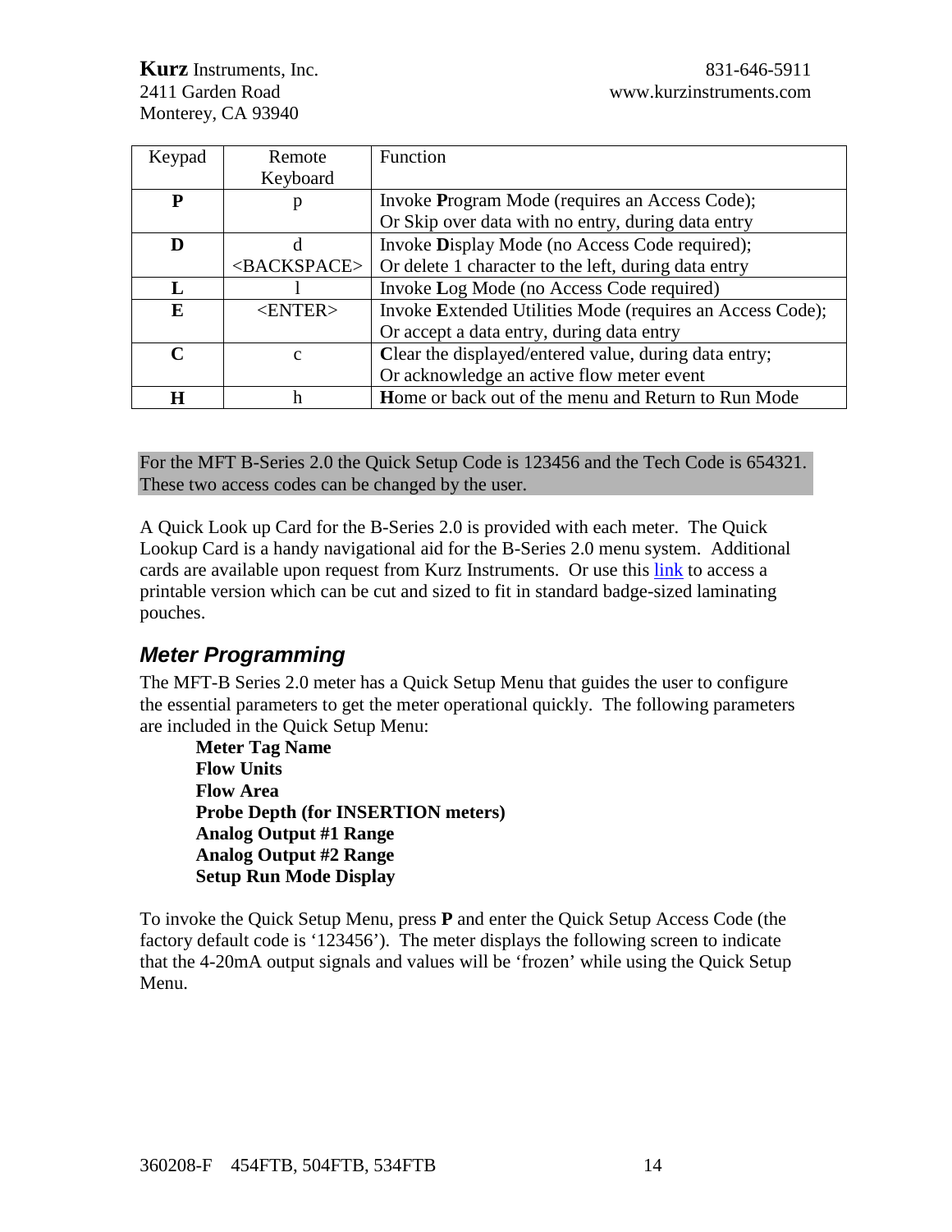| Keypad | Remote Keyboard | Function |
|---|---|---|
| **P** | p | Invoke **P**rogram Mode (requires an Access Code); Or Skip over data with no entry, during data entry |
| **D** | d <BACKSPACE> | Invoke **D**isplay Mode (no Access Code required); Or delete 1 character to the left, during data entry |
| **L** | l | Invoke **L**og Mode (no Access Code required) |
| **E** | <ENTER> | Invoke **E**xtended Utilities Mode (requires an Access Code); Or accept a data entry, during data entry |
| **C** | c | **C**lear the displayed/entered value, during data entry; Or acknowledge an active flow meter event |
| **H** | h | **H**ome or back out of the menu and Return to Run Mode |

For the MFT B-Series 2.0 the Quick Setup Code is 123456 and the Tech Code is 654321. These two access codes can be changed by the user.

A Quick Look up Card for the B-Series 2.0 is provided with each meter. The Quick Lookup Card is a handy navigational aid for the B-Series 2.0 menu system. Additional cards are available upon request from Kurz Instruments. Or use this link to access a printable version which can be cut and sized to fit in standard badge-sized laminating pouches.

## *Meter Programming*

The MFT-B Series 2.0 meter has a Quick Setup Menu that guides the user to configure the essential parameters to get the meter operational quickly. The following parameters are included in the Quick Setup Menu:

**Meter Tag Name**
**Flow Units**
**Flow Area**
**Probe Depth (for INSERTION meters)**
**Analog Output #1 Range**
**Analog Output #2 Range**
**Setup Run Mode Display**

To invoke the Quick Setup Menu, press **P** and enter the Quick Setup Access Code (the factory default code is '123456'). The meter displays the following screen to indicate that the 4-20mA output signals and values will be 'frozen' while using the Quick Setup Menu.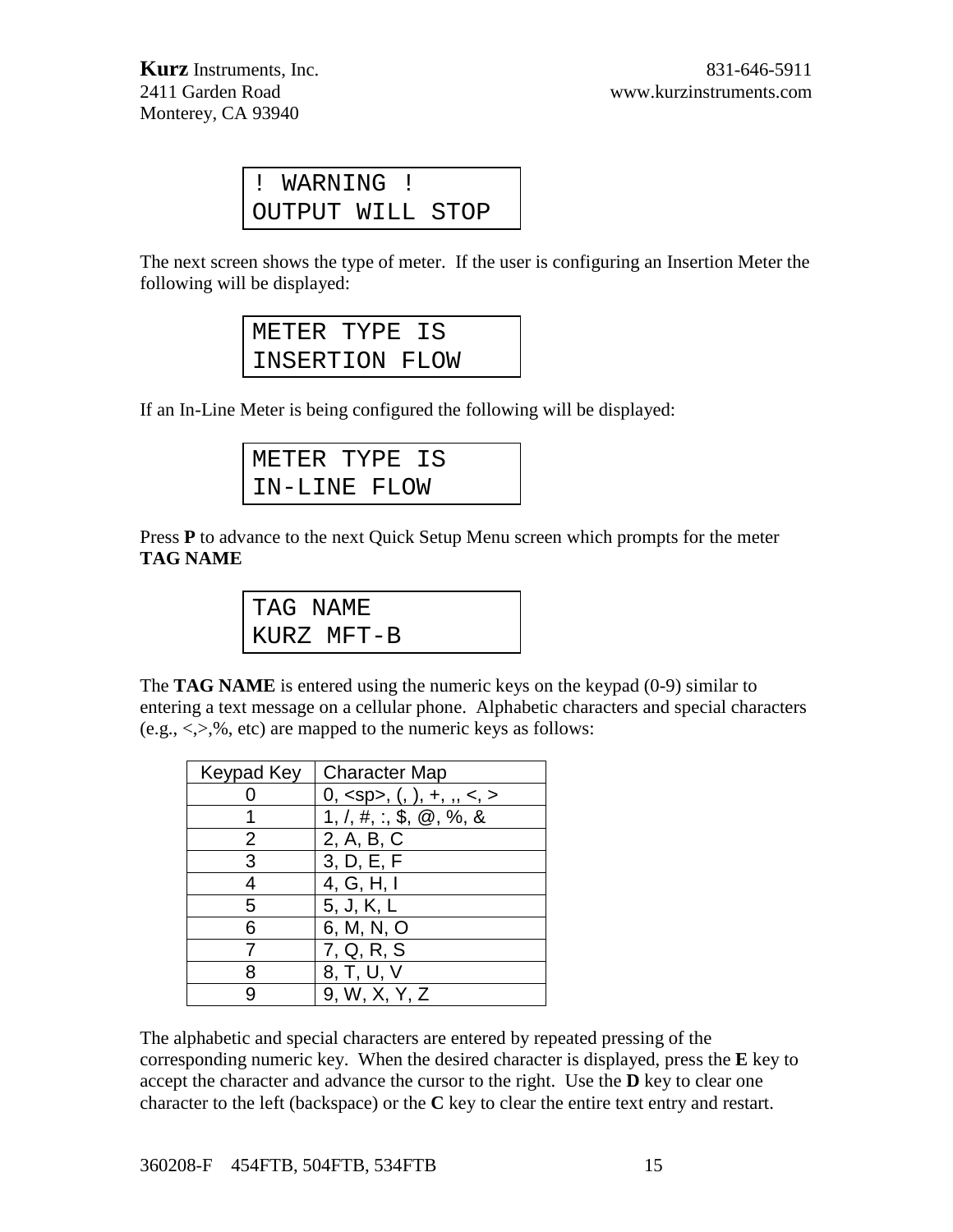```
! WARNING !
OUTPUT WILL STOP
```

The next screen shows the type of meter. If the user is configuring an Insertion Meter the following will be displayed:

```
METER TYPE IS
INSERTION FLOW
```

If an In-Line Meter is being configured the following will be displayed:

```
METER TYPE IS
IN-LINE FLOW
```

Press **P** to advance to the next Quick Setup Menu screen which prompts for the meter **TAG NAME**

```
TAG NAME
KURZ MFT-B
```

The **TAG NAME** is entered using the numeric keys on the keypad (0-9) similar to entering a text message on a cellular phone. Alphabetic characters and special characters (e.g., <,>,%, etc) are mapped to the numeric keys as follows:

| Keypad Key | Character Map |
|---|---|
| 0 | 0, <sp>, (, ), +, ,, <, > |
| 1 | 1, /, #, :, $, @, %, & |
| 2 | 2, A, B, C |
| 3 | 3, D, E, F |
| 4 | 4, G, H, I |
| 5 | 5, J, K, L |
| 6 | 6, M, N, O |
| 7 | 7, Q, R, S |
| 8 | 8, T, U, V |
| 9 | 9, W, X, Y, Z |

The alphabetic and special characters are entered by repeated pressing of the corresponding numeric key. When the desired character is displayed, press the **E** key to accept the character and advance the cursor to the right. Use the **D** key to clear one character to the left (backspace) or the **C** key to clear the entire text entry and restart.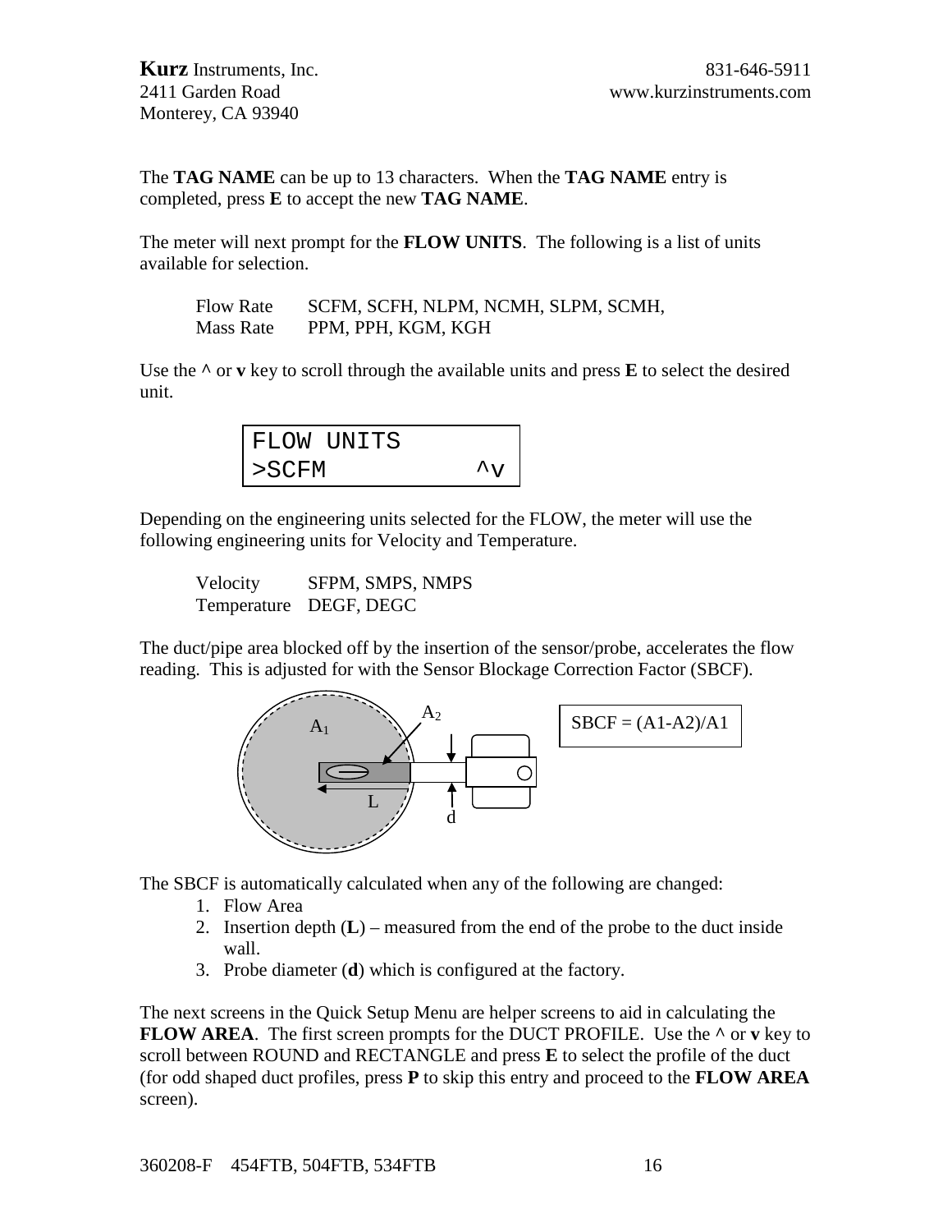The **TAG NAME** can be up to 13 characters. When the **TAG NAME** entry is completed, press **E** to accept the new **TAG NAME**.

The meter will next prompt for the **FLOW UNITS**. The following is a list of units available for selection.

| | |
|---|---|
| Flow Rate | SCFM, SCFH, NLPM, NCMH, SLPM, SCMH, |
| Mass Rate | PPM, PPH, KGM, KGH |

Use the **^** or **v** key to scroll through the available units and press **E** to select the desired unit.

```
FLOW UNITS
>SCFM          ^v
```

Depending on the engineering units selected for the FLOW, the meter will use the following engineering units for Velocity and Temperature.

| | |
|---|---|
| Velocity | SFPM, SMPS, NMPS |
| Temperature | DEGF, DEGC |

The duct/pipe area blocked off by the insertion of the sensor/probe, accelerates the flow reading. This is adjusted for with the Sensor Blockage Correction Factor (SBCF).

$A_1$ $A_2$ L d

SBCF = (A1-A2)/A1

The SBCF is automatically calculated when any of the following are changed:

1. Flow Area
2. Insertion depth (**L**) – measured from the end of the probe to the duct inside wall.
3. Probe diameter (**d**) which is configured at the factory.

The next screens in the Quick Setup Menu are helper screens to aid in calculating the **FLOW AREA**. The first screen prompts for the DUCT PROFILE. Use the **^** or **v** key to scroll between ROUND and RECTANGLE and press **E** to select the profile of the duct (for odd shaped duct profiles, press **P** to skip this entry and proceed to the **FLOW AREA** screen).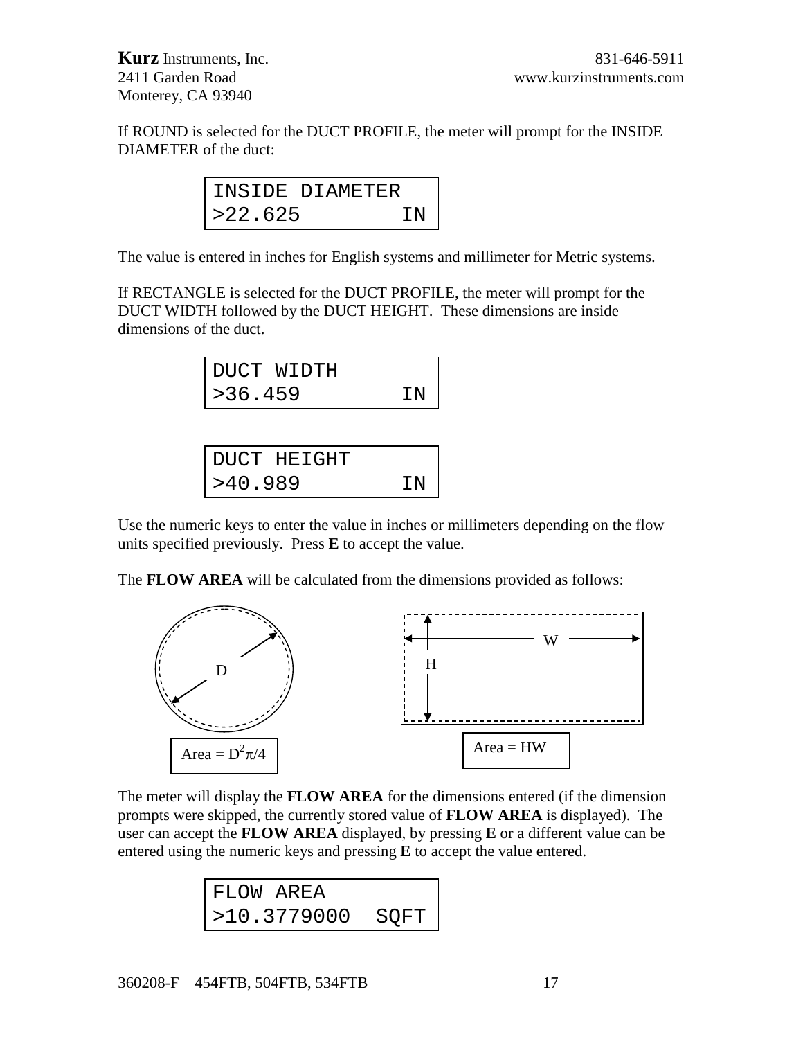If ROUND is selected for the DUCT PROFILE, the meter will prompt for the INSIDE DIAMETER of the duct:

```
INSIDE DIAMETER
>22.625        IN
```

The value is entered in inches for English systems and millimeter for Metric systems.

If RECTANGLE is selected for the DUCT PROFILE, the meter will prompt for the DUCT WIDTH followed by the DUCT HEIGHT. These dimensions are inside dimensions of the duct.

```
DUCT WIDTH
>36.459        IN
```

```
DUCT HEIGHT
>40.989        IN
```

Use the numeric keys to enter the value in inches or millimeters depending on the flow units specified previously. Press **E** to accept the value.

The **FLOW AREA** will be calculated from the dimensions provided as follows:

D

Area = $D^2\pi/4$

W

H

Area = HW

The meter will display the **FLOW AREA** for the dimensions entered (if the dimension prompts were skipped, the currently stored value of **FLOW AREA** is displayed). The user can accept the **FLOW AREA** displayed, by pressing **E** or a different value can be entered using the numeric keys and pressing **E** to accept the value entered.

```
FLOW AREA
>10.3779000  SQFT
```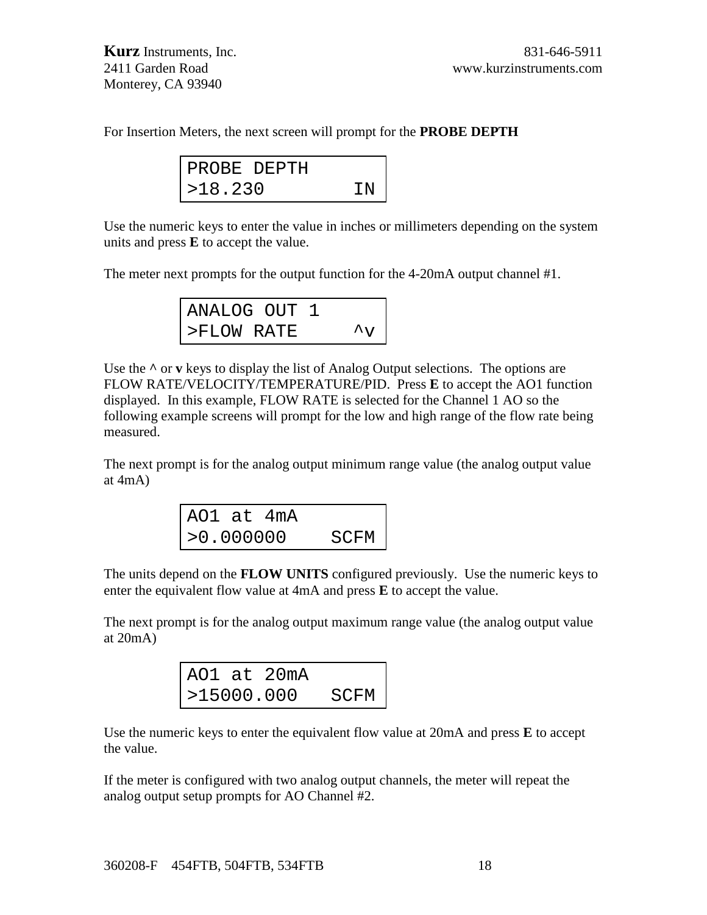For Insertion Meters, the next screen will prompt for the **PROBE DEPTH**

```
PROBE DEPTH
>18.230        IN
```

Use the numeric keys to enter the value in inches or millimeters depending on the system units and press **E** to accept the value.

The meter next prompts for the output function for the 4-20mA output channel #1.

```
ANALOG OUT 1
>FLOW RATE     ^v
```

Use the **^** or **v** keys to display the list of Analog Output selections. The options are FLOW RATE/VELOCITY/TEMPERATURE/PID. Press **E** to accept the AO1 function displayed. In this example, FLOW RATE is selected for the Channel 1 AO so the following example screens will prompt for the low and high range of the flow rate being measured.

The next prompt is for the analog output minimum range value (the analog output value at 4mA)

```
AO1 at 4mA
>0.000000    SCFM
```

The units depend on the **FLOW UNITS** configured previously. Use the numeric keys to enter the equivalent flow value at 4mA and press **E** to accept the value.

The next prompt is for the analog output maximum range value (the analog output value at 20mA)

```
AO1 at 20mA
>15000.000   SCFM
```

Use the numeric keys to enter the equivalent flow value at 20mA and press **E** to accept the value.

If the meter is configured with two analog output channels, the meter will repeat the analog output setup prompts for AO Channel #2.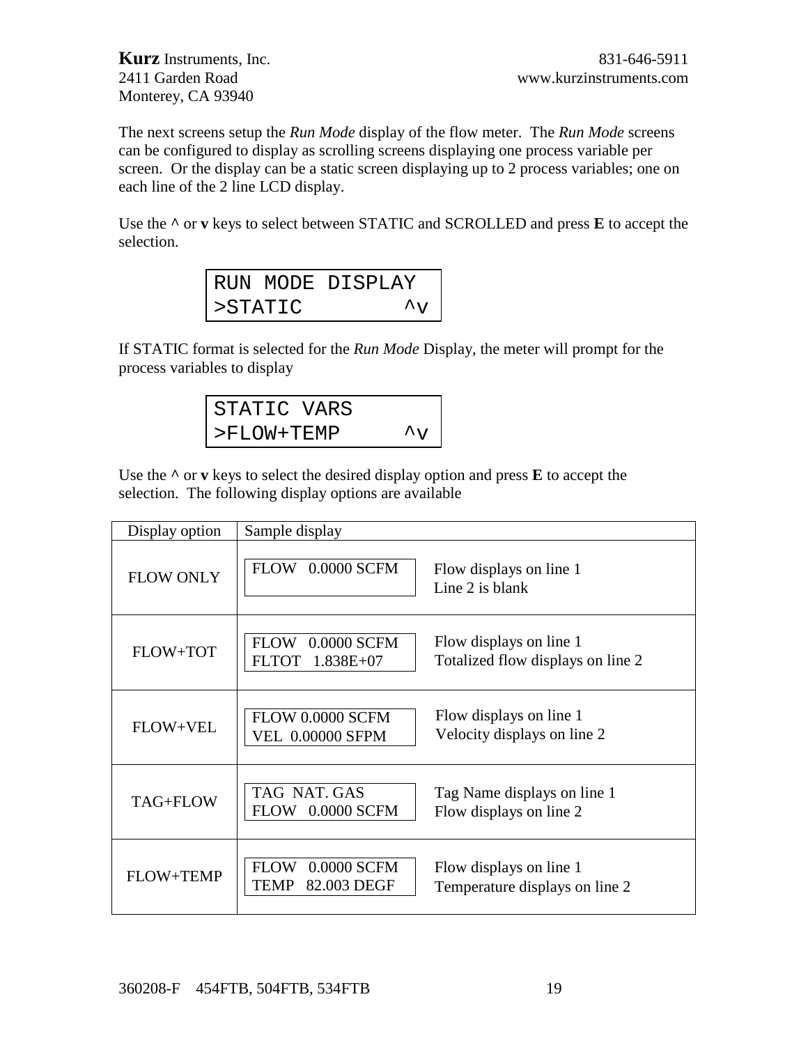The next screens setup the *Run Mode* display of the flow meter. The *Run Mode* screens can be configured to display as scrolling screens displaying one process variable per screen. Or the display can be a static screen displaying up to 2 process variables; one on each line of the 2 line LCD display.

Use the **^** or **v** keys to select between STATIC and SCROLLED and press **E** to accept the selection.

```
RUN MODE DISPLAY
>STATIC        ^v
```

If STATIC format is selected for the *Run Mode* Display, the meter will prompt for the process variables to display

```
STATIC VARS
>FLOW+TEMP     ^v
```

Use the **^** or **v** keys to select the desired display option and press **E** to accept the selection. The following display options are available

| Display option | Sample display | |
|---|---|---|
| FLOW ONLY | FLOW 0.0000 SCFM | Flow displays on line 1<br>Line 2 is blank |
| FLOW+TOT | FLOW 0.0000 SCFM<br>FLTOT 1.838E+07 | Flow displays on line 1<br>Totalized flow displays on line 2 |
| FLOW+VEL | FLOW 0.0000 SCFM<br>VEL 0.00000 SFPM | Flow displays on line 1<br>Velocity displays on line 2 |
| TAG+FLOW | TAG NAT. GAS<br>FLOW 0.0000 SCFM | Tag Name displays on line 1<br>Flow displays on line 2 |
| FLOW+TEMP | FLOW 0.0000 SCFM<br>TEMP 82.003 DEGF | Flow displays on line 1<br>Temperature displays on line 2 |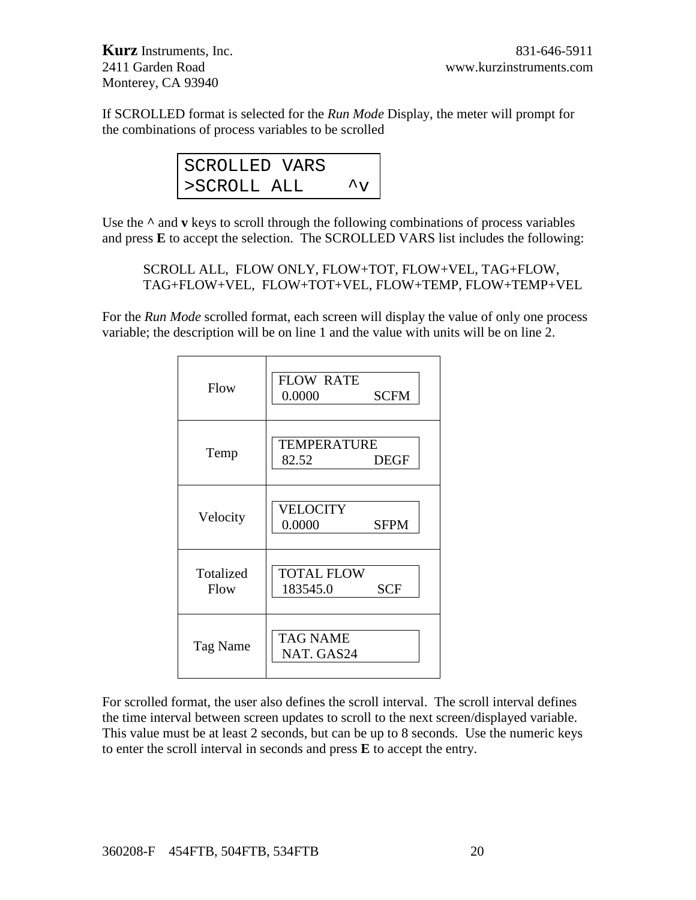If SCROLLED format is selected for the *Run Mode* Display, the meter will prompt for the combinations of process variables to be scrolled

```
SCROLLED VARS
>SCROLL ALL    ^v
```

Use the **^** and **v** keys to scroll through the following combinations of process variables and press **E** to accept the selection. The SCROLLED VARS list includes the following:

> SCROLL ALL, FLOW ONLY, FLOW+TOT, FLOW+VEL, TAG+FLOW, TAG+FLOW+VEL, FLOW+TOT+VEL, FLOW+TEMP, FLOW+TEMP+VEL

For the *Run Mode* scrolled format, each screen will display the value of only one process variable; the description will be on line 1 and the value with units will be on line 2.

| | |
|---|---|
| Flow | FLOW RATE<br>0.0000 SCFM |
| Temp | TEMPERATURE<br>82.52 DEGF |
| Velocity | VELOCITY<br>0.0000 SFPM |
| Totalized Flow | TOTAL FLOW<br>183545.0 SCF |
| Tag Name | TAG NAME<br>NAT. GAS24 |

For scrolled format, the user also defines the scroll interval. The scroll interval defines the time interval between screen updates to scroll to the next screen/displayed variable. This value must be at least 2 seconds, but can be up to 8 seconds. Use the numeric keys to enter the scroll interval in seconds and press **E** to accept the entry.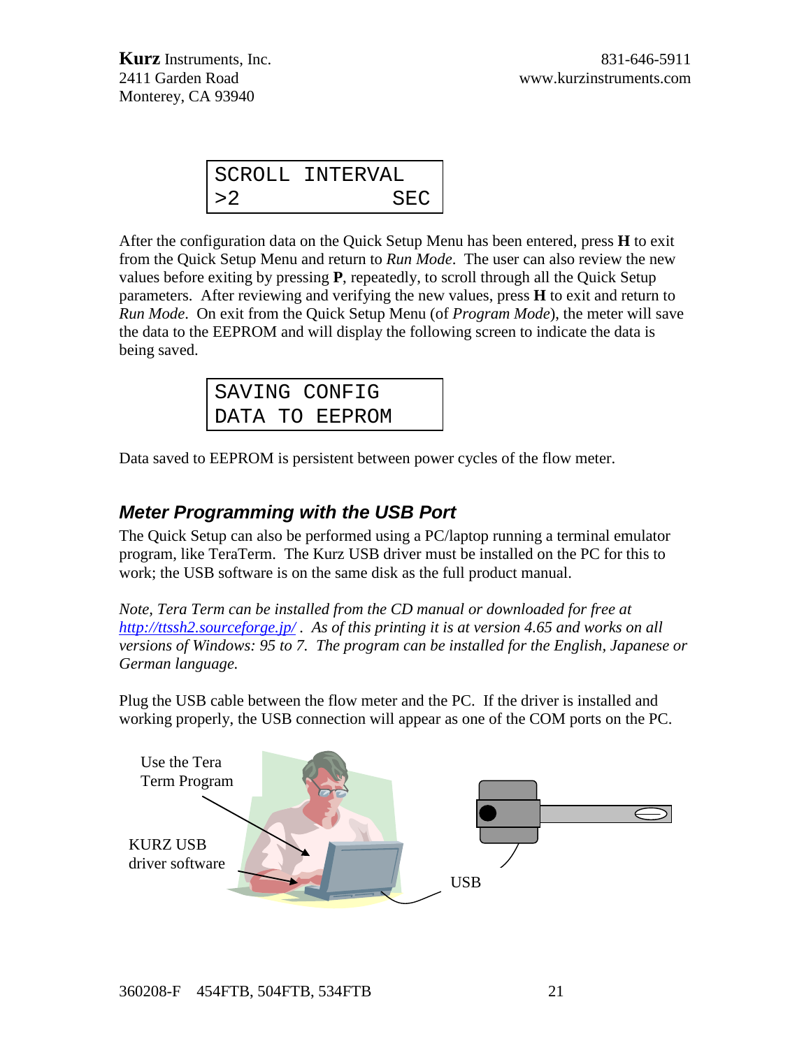```
SCROLL INTERVAL
>2              SEC
```

After the configuration data on the Quick Setup Menu has been entered, press **H** to exit from the Quick Setup Menu and return to *Run Mode*. The user can also review the new values before exiting by pressing **P**, repeatedly, to scroll through all the Quick Setup parameters. After reviewing and verifying the new values, press **H** to exit and return to *Run Mode*. On exit from the Quick Setup Menu (of *Program Mode*), the meter will save the data to the EEPROM and will display the following screen to indicate the data is being saved.

```
SAVING CONFIG
DATA TO EEPROM
```

Data saved to EEPROM is persistent between power cycles of the flow meter.

## Meter Programming with the USB Port

The Quick Setup can also be performed using a PC/laptop running a terminal emulator program, like TeraTerm. The Kurz USB driver must be installed on the PC for this to work; the USB software is on the same disk as the full product manual.

*Note, Tera Term can be installed from the CD manual or downloaded for free at [http://ttssh2.sourceforge.jp/](http://ttssh2.sourceforge.jp/) . As of this printing it is at version 4.65 and works on all versions of Windows: 95 to 7. The program can be installed for the English, Japanese or German language.*

Plug the USB cable between the flow meter and the PC. If the driver is installed and working properly, the USB connection will appear as one of the COM ports on the PC.

Use the Tera Term Program

KURZ USB driver software

USB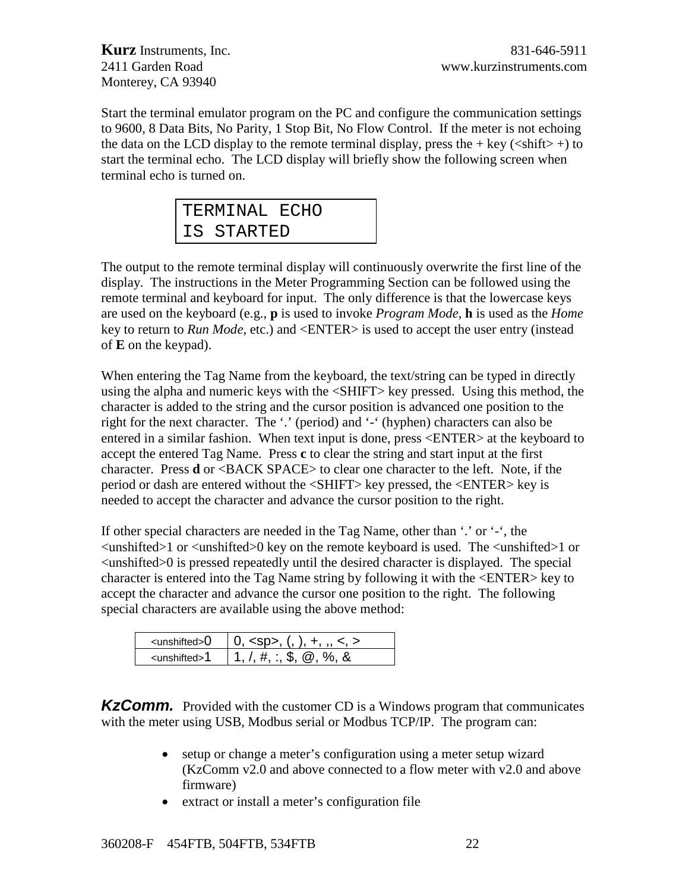Start the terminal emulator program on the PC and configure the communication settings to 9600, 8 Data Bits, No Parity, 1 Stop Bit, No Flow Control. If the meter is not echoing the data on the LCD display to the remote terminal display, press the + key (<shift> +) to start the terminal echo. The LCD display will briefly show the following screen when terminal echo is turned on.

```
TERMINAL ECHO
IS STARTED
```

The output to the remote terminal display will continuously overwrite the first line of the display. The instructions in the Meter Programming Section can be followed using the remote terminal and keyboard for input. The only difference is that the lowercase keys are used on the keyboard (e.g., **p** is used to invoke *Program Mode*, **h** is used as the *Home* key to return to *Run Mode*, etc.) and <ENTER> is used to accept the user entry (instead of **E** on the keypad).

When entering the Tag Name from the keyboard, the text/string can be typed in directly using the alpha and numeric keys with the <SHIFT> key pressed. Using this method, the character is added to the string and the cursor position is advanced one position to the right for the next character. The '.' (period) and '-' (hyphen) characters can also be entered in a similar fashion. When text input is done, press <ENTER> at the keyboard to accept the entered Tag Name. Press **c** to clear the string and start input at the first character. Press **d** or <BACK SPACE> to clear one character to the left. Note, if the period or dash are entered without the <SHIFT> key pressed, the <ENTER> key is needed to accept the character and advance the cursor position to the right.

If other special characters are needed in the Tag Name, other than '.' or '-', the <unshifted>1 or <unshifted>0 key on the remote keyboard is used. The <unshifted>1 or <unshifted>0 is pressed repeatedly until the desired character is displayed. The special character is entered into the Tag Name string by following it with the <ENTER> key to accept the character and advance the cursor one position to the right. The following special characters are available using the above method:

| Key | Characters |
|---|---|
| <unshifted>0 | 0, <sp>, (, ), +, ,, <, > |
| <unshifted>1 | 1, /, #, :, $, @, %, & |

***KzComm.*** Provided with the customer CD is a Windows program that communicates with the meter using USB, Modbus serial or Modbus TCP/IP. The program can:

- setup or change a meter's configuration using a meter setup wizard (KzComm v2.0 and above connected to a flow meter with v2.0 and above firmware)
- extract or install a meter's configuration file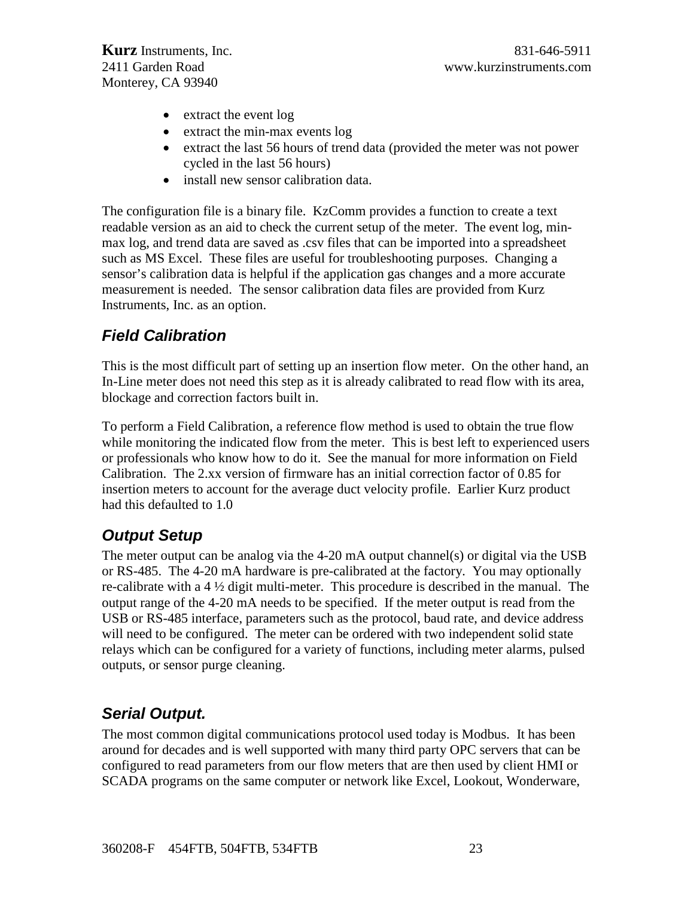- extract the event log
- extract the min-max events log
- extract the last 56 hours of trend data (provided the meter was not power cycled in the last 56 hours)
- install new sensor calibration data.

The configuration file is a binary file. KzComm provides a function to create a text readable version as an aid to check the current setup of the meter. The event log, min-max log, and trend data are saved as .csv files that can be imported into a spreadsheet such as MS Excel. These files are useful for troubleshooting purposes. Changing a sensor's calibration data is helpful if the application gas changes and a more accurate measurement is needed. The sensor calibration data files are provided from Kurz Instruments, Inc. as an option.

## *Field Calibration*

This is the most difficult part of setting up an insertion flow meter. On the other hand, an In-Line meter does not need this step as it is already calibrated to read flow with its area, blockage and correction factors built in.

To perform a Field Calibration, a reference flow method is used to obtain the true flow while monitoring the indicated flow from the meter. This is best left to experienced users or professionals who know how to do it. See the manual for more information on Field Calibration. The 2.xx version of firmware has an initial correction factor of 0.85 for insertion meters to account for the average duct velocity profile. Earlier Kurz product had this defaulted to 1.0

## *Output Setup*

The meter output can be analog via the 4-20 mA output channel(s) or digital via the USB or RS-485. The 4-20 mA hardware is pre-calibrated at the factory. You may optionally re-calibrate with a 4 ½ digit multi-meter. This procedure is described in the manual. The output range of the 4-20 mA needs to be specified. If the meter output is read from the USB or RS-485 interface, parameters such as the protocol, baud rate, and device address will need to be configured. The meter can be ordered with two independent solid state relays which can be configured for a variety of functions, including meter alarms, pulsed outputs, or sensor purge cleaning.

## *Serial Output.*

The most common digital communications protocol used today is Modbus. It has been around for decades and is well supported with many third party OPC servers that can be configured to read parameters from our flow meters that are then used by client HMI or SCADA programs on the same computer or network like Excel, Lookout, Wonderware,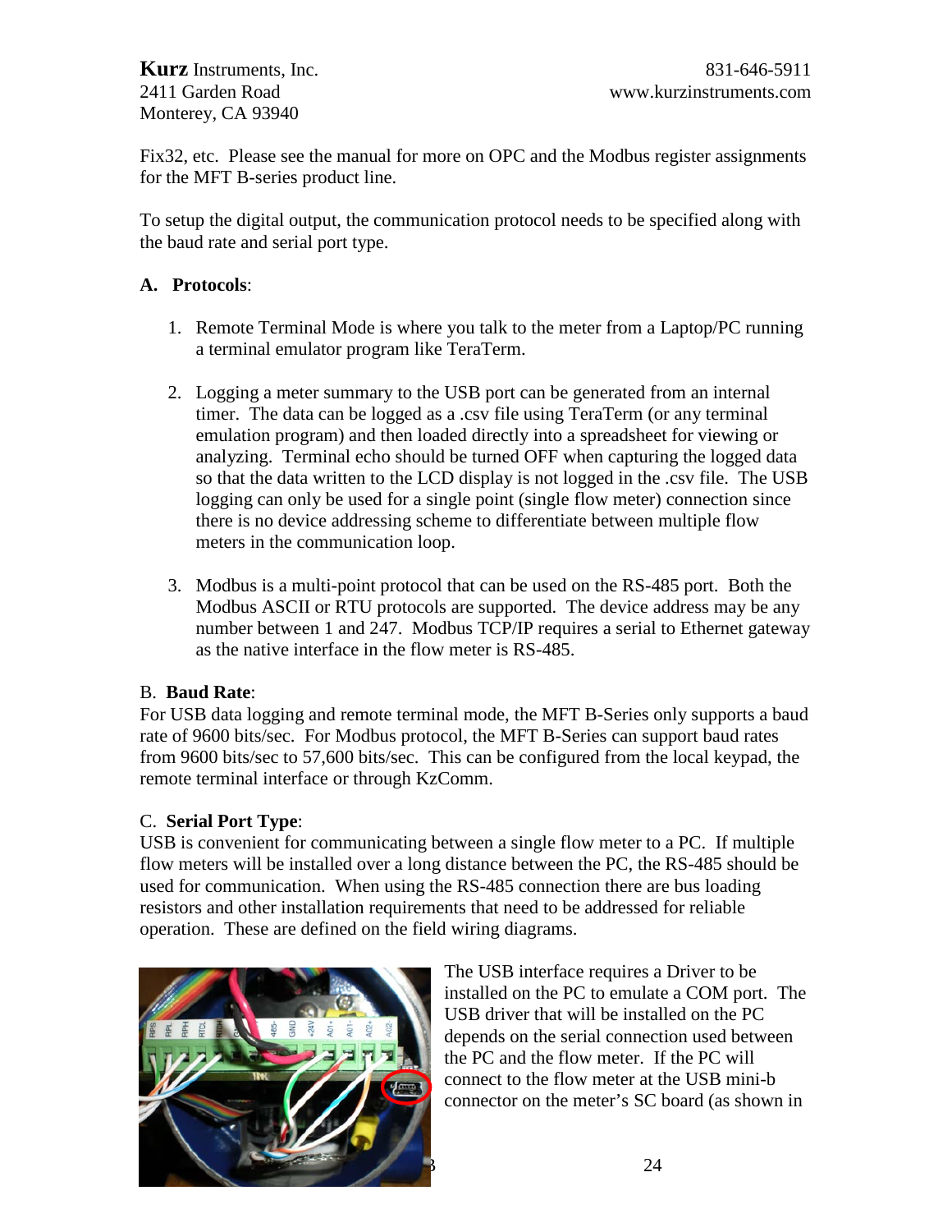Fix32, etc.  Please see the manual for more on OPC and the Modbus register assignments for the MFT B-series product line.

To setup the digital output, the communication protocol needs to be specified along with the baud rate and serial port type.

**A. Protocols**:

1. Remote Terminal Mode is where you talk to the meter from a Laptop/PC running a terminal emulator program like TeraTerm.

2. Logging a meter summary to the USB port can be generated from an internal timer.  The data can be logged as a .csv file using TeraTerm (or any terminal emulation program) and then loaded directly into a spreadsheet for viewing or analyzing.  Terminal echo should be turned OFF when capturing the logged data so that the data written to the LCD display is not logged in the .csv file.  The USB logging can only be used for a single point (single flow meter) connection since there is no device addressing scheme to differentiate between multiple flow meters in the communication loop.

3. Modbus is a multi-point protocol that can be used on the RS-485 port.  Both the Modbus ASCII or RTU protocols are supported.  The device address may be any number between 1 and 247.  Modbus TCP/IP requires a serial to Ethernet gateway as the native interface in the flow meter is RS-485.

B. **Baud Rate**:
For USB data logging and remote terminal mode, the MFT B-Series only supports a baud rate of 9600 bits/sec.  For Modbus protocol, the MFT B-Series can support baud rates from 9600 bits/sec to 57,600 bits/sec.  This can be configured from the local keypad, the remote terminal interface or through KzComm.

C. **Serial Port Type**:
USB is convenient for communicating between a single flow meter to a PC.  If multiple flow meters will be installed over a long distance between the PC, the RS-485 should be used for communication.  When using the RS-485 connection there are bus loading resistors and other installation requirements that need to be addressed for reliable operation.  These are defined on the field wiring diagrams.

The USB interface requires a Driver to be installed on the PC to emulate a COM port.  The USB driver that will be installed on the PC depends on the serial connection used between the PC and the flow meter.  If the PC will connect to the flow meter at the USB mini-b connector on the meter's SC board (as shown in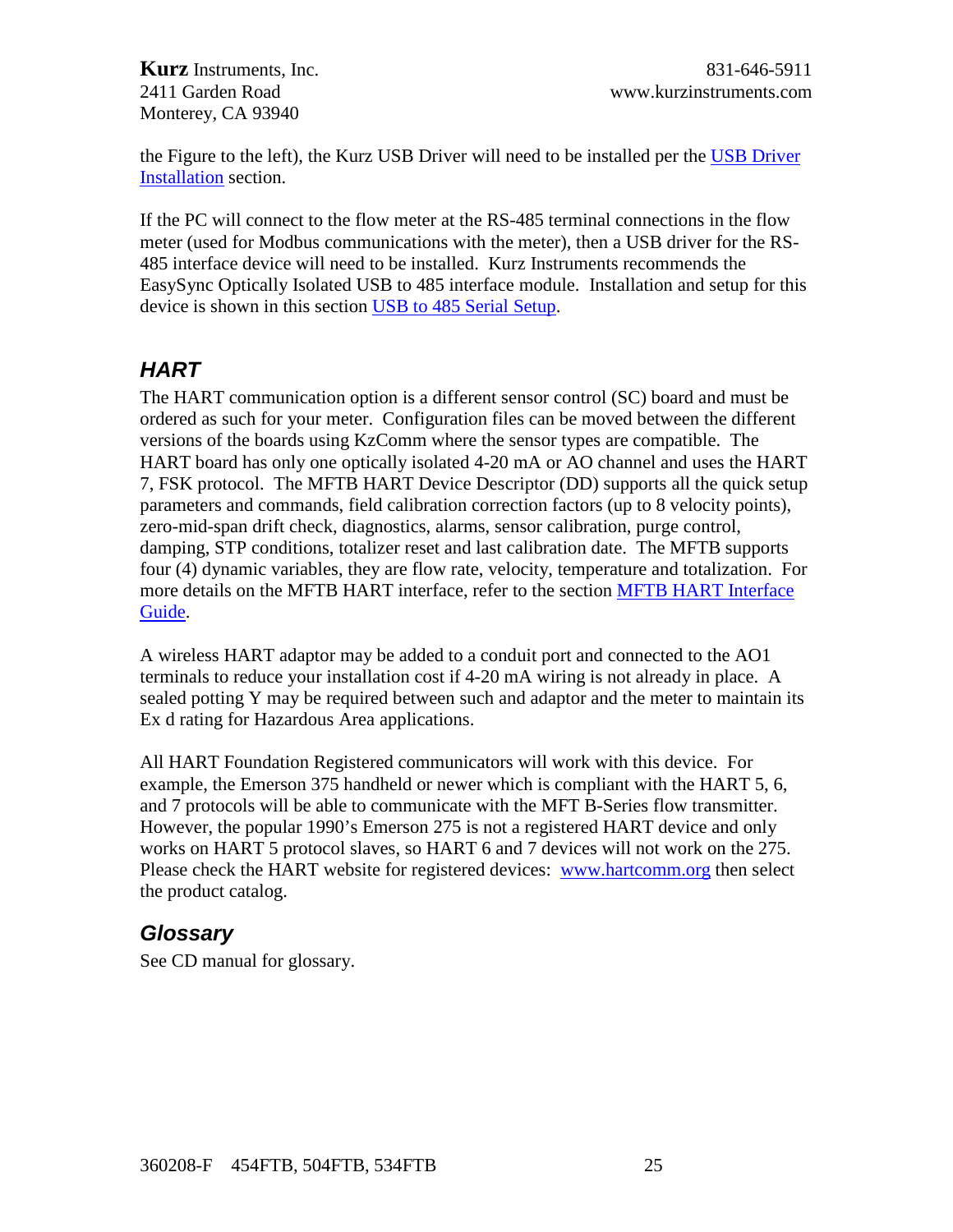the Figure to the left), the Kurz USB Driver will need to be installed per the USB Driver Installation section.

If the PC will connect to the flow meter at the RS-485 terminal connections in the flow meter (used for Modbus communications with the meter), then a USB driver for the RS-485 interface device will need to be installed. Kurz Instruments recommends the EasySync Optically Isolated USB to 485 interface module. Installation and setup for this device is shown in this section USB to 485 Serial Setup.

## HART

The HART communication option is a different sensor control (SC) board and must be ordered as such for your meter. Configuration files can be moved between the different versions of the boards using KzComm where the sensor types are compatible. The HART board has only one optically isolated 4-20 mA or AO channel and uses the HART 7, FSK protocol. The MFTB HART Device Descriptor (DD) supports all the quick setup parameters and commands, field calibration correction factors (up to 8 velocity points), zero-mid-span drift check, diagnostics, alarms, sensor calibration, purge control, damping, STP conditions, totalizer reset and last calibration date. The MFTB supports four (4) dynamic variables, they are flow rate, velocity, temperature and totalization. For more details on the MFTB HART interface, refer to the section MFTB HART Interface Guide.

A wireless HART adaptor may be added to a conduit port and connected to the AO1 terminals to reduce your installation cost if 4-20 mA wiring is not already in place. A sealed potting Y may be required between such and adaptor and the meter to maintain its Ex d rating for Hazardous Area applications.

All HART Foundation Registered communicators will work with this device. For example, the Emerson 375 handheld or newer which is compliant with the HART 5, 6, and 7 protocols will be able to communicate with the MFT B-Series flow transmitter. However, the popular 1990's Emerson 275 is not a registered HART device and only works on HART 5 protocol slaves, so HART 6 and 7 devices will not work on the 275. Please check the HART website for registered devices: www.hartcomm.org then select the product catalog.

## Glossary

See CD manual for glossary.